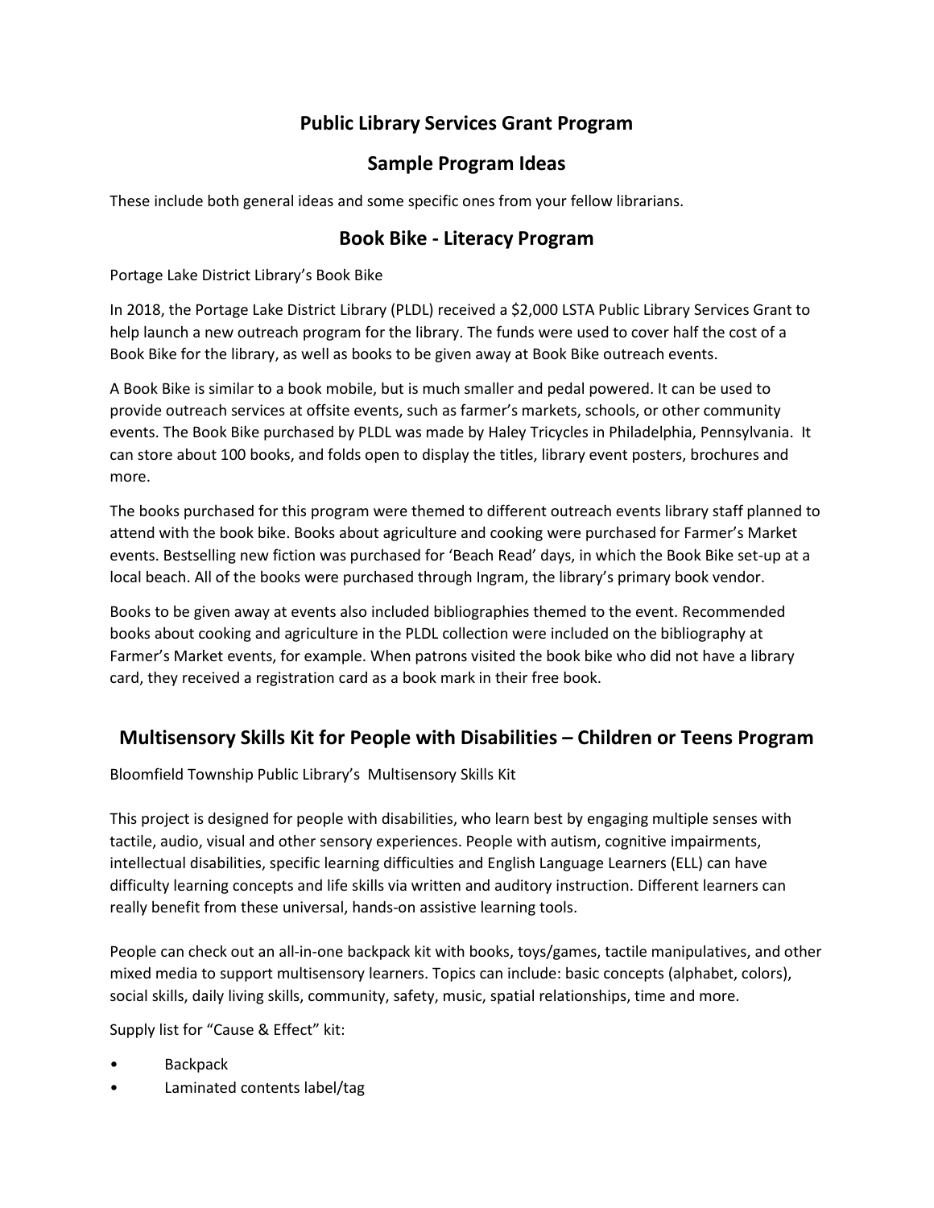# Public Library Services Grant Program

## Sample Program Ideas

These include both general ideas and some specific ones from your fellow librarians.

## Book Bike - Literacy Program

Portage Lake District Library's Book Bike

In 2018, the Portage Lake District Library (PLDL) received a $2,000 LSTA Public Library Services Grant to help launch a new outreach program for the library. The funds were used to cover half the cost of a Book Bike for the library, as well as books to be given away at Book Bike outreach events.

A Book Bike is similar to a book mobile, but is much smaller and pedal powered. It can be used to provide outreach services at offsite events, such as farmer's markets, schools, or other community events. The Book Bike purchased by PLDL was made by Haley Tricycles in Philadelphia, Pennsylvania. It can store about 100 books, and folds open to display the titles, library event posters, brochures and more.

The books purchased for this program were themed to different outreach events library staff planned to attend with the book bike. Books about agriculture and cooking were purchased for Farmer's Market events. Bestselling new fiction was purchased for 'Beach Read' days, in which the Book Bike set-up at a local beach. All of the books were purchased through Ingram, the library's primary book vendor.

Books to be given away at events also included bibliographies themed to the event. Recommended books about cooking and agriculture in the PLDL collection were included on the bibliography at Farmer's Market events, for example. When patrons visited the book bike who did not have a library card, they received a registration card as a book mark in their free book.

## Multisensory Skills Kit for People with Disabilities – Children or Teens Program

Bloomfield Township Public Library's Multisensory Skills Kit

This project is designed for people with disabilities, who learn best by engaging multiple senses with tactile, audio, visual and other sensory experiences. People with autism, cognitive impairments, intellectual disabilities, specific learning difficulties and English Language Learners (ELL) can have difficulty learning concepts and life skills via written and auditory instruction. Different learners can really benefit from these universal, hands-on assistive learning tools.

People can check out an all-in-one backpack kit with books, toys/games, tactile manipulatives, and other mixed media to support multisensory learners. Topics can include: basic concepts (alphabet, colors), social skills, daily living skills, community, safety, music, spatial relationships, time and more.

Supply list for "Cause & Effect" kit:

- Backpack
- Laminated contents label/tag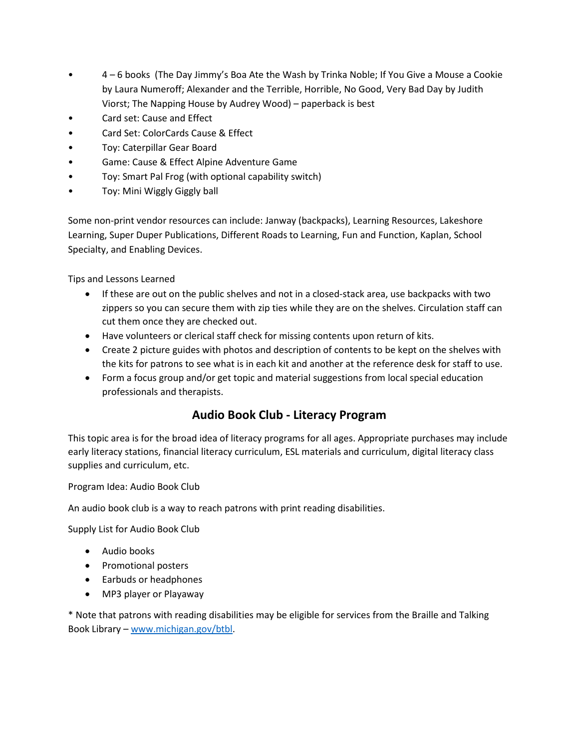- 4 – 6 books (The Day Jimmy's Boa Ate the Wash by Trinka Noble; If You Give a Mouse a Cookie by Laura Numeroff; Alexander and the Terrible, Horrible, No Good, Very Bad Day by Judith Viorst; The Napping House by Audrey Wood) – paperback is best
- Card set: Cause and Effect
- Card Set: ColorCards Cause & Effect
- Toy: Caterpillar Gear Board
- Game: Cause & Effect Alpine Adventure Game
- Toy: Smart Pal Frog (with optional capability switch)
- Toy: Mini Wiggly Giggly ball

Some non-print vendor resources can include: Janway (backpacks), Learning Resources, Lakeshore Learning, Super Duper Publications, Different Roads to Learning, Fun and Function, Kaplan, School Specialty, and Enabling Devices.

Tips and Lessons Learned

- If these are out on the public shelves and not in a closed-stack area, use backpacks with two zippers so you can secure them with zip ties while they are on the shelves. Circulation staff can cut them once they are checked out.
- Have volunteers or clerical staff check for missing contents upon return of kits.
- Create 2 picture guides with photos and description of contents to be kept on the shelves with the kits for patrons to see what is in each kit and another at the reference desk for staff to use.
- Form a focus group and/or get topic and material suggestions from local special education professionals and therapists.

## Audio Book Club - Literacy Program

This topic area is for the broad idea of literacy programs for all ages. Appropriate purchases may include early literacy stations, financial literacy curriculum, ESL materials and curriculum, digital literacy class supplies and curriculum, etc.

Program Idea: Audio Book Club

An audio book club is a way to reach patrons with print reading disabilities.

Supply List for Audio Book Club

- Audio books
- Promotional posters
- Earbuds or headphones
- MP3 player or Playaway

* Note that patrons with reading disabilities may be eligible for services from the Braille and Talking Book Library – www.michigan.gov/btbl.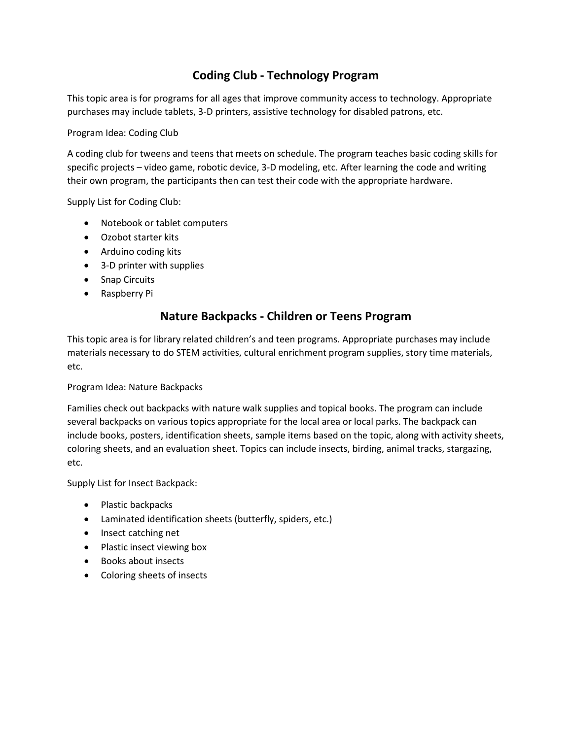## Coding Club - Technology Program

This topic area is for programs for all ages that improve community access to technology. Appropriate purchases may include tablets, 3-D printers, assistive technology for disabled patrons, etc.

Program Idea: Coding Club

A coding club for tweens and teens that meets on schedule. The program teaches basic coding skills for specific projects – video game, robotic device, 3-D modeling, etc. After learning the code and writing their own program, the participants then can test their code with the appropriate hardware.

Supply List for Coding Club:

- Notebook or tablet computers
- Ozobot starter kits
- Arduino coding kits
- 3-D printer with supplies
- Snap Circuits
- Raspberry Pi

## Nature Backpacks - Children or Teens Program

This topic area is for library related children's and teen programs. Appropriate purchases may include materials necessary to do STEM activities, cultural enrichment program supplies, story time materials, etc.

Program Idea: Nature Backpacks

Families check out backpacks with nature walk supplies and topical books. The program can include several backpacks on various topics appropriate for the local area or local parks. The backpack can include books, posters, identification sheets, sample items based on the topic, along with activity sheets, coloring sheets, and an evaluation sheet. Topics can include insects, birding, animal tracks, stargazing, etc.

Supply List for Insect Backpack:

- Plastic backpacks
- Laminated identification sheets (butterfly, spiders, etc.)
- Insect catching net
- Plastic insect viewing box
- Books about insects
- Coloring sheets of insects